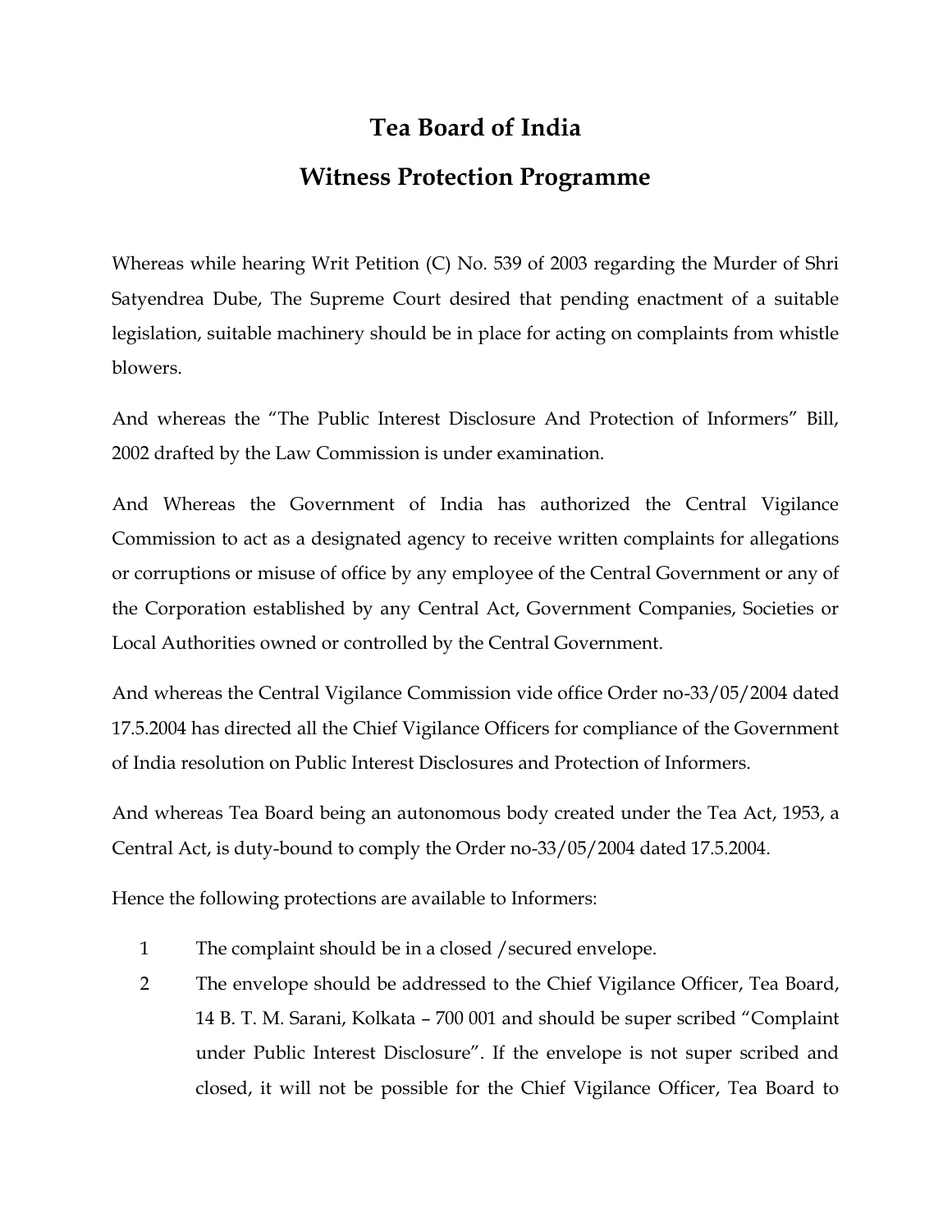# Tea Board of India

## Witness Protection Programme

Whereas while hearing Writ Petition (C) No. 539 of 2003 regarding the Murder of Shri Satyendrea Dube, The Supreme Court desired that pending enactment of a suitable legislation, suitable machinery should be in place for acting on complaints from whistle blowers.

And whereas the "The Public Interest Disclosure And Protection of Informers" Bill, 2002 drafted by the Law Commission is under examination.

And Whereas the Government of India has authorized the Central Vigilance Commission to act as a designated agency to receive written complaints for allegations or corruptions or misuse of office by any employee of the Central Government or any of the Corporation established by any Central Act, Government Companies, Societies or Local Authorities owned or controlled by the Central Government.

And whereas the Central Vigilance Commission vide office Order no-33/05/2004 dated 17.5.2004 has directed all the Chief Vigilance Officers for compliance of the Government of India resolution on Public Interest Disclosures and Protection of Informers.

And whereas Tea Board being an autonomous body created under the Tea Act, 1953, a Central Act, is duty-bound to comply the Order no-33/05/2004 dated 17.5.2004.

Hence the following protections are available to Informers:

1. The complaint should be in a closed /secured envelope.
2. The envelope should be addressed to the Chief Vigilance Officer, Tea Board, 14 B. T. M. Sarani, Kolkata – 700 001 and should be super scribed "Complaint under Public Interest Disclosure". If the envelope is not super scribed and closed, it will not be possible for the Chief Vigilance Officer, Tea Board to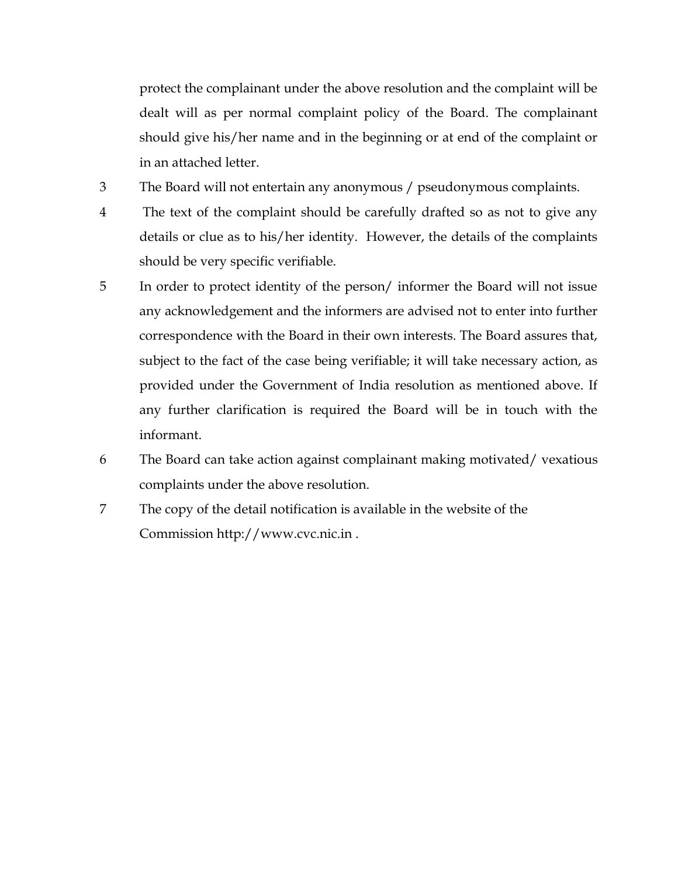protect the complainant under the above resolution and the complaint will be dealt will as per normal complaint policy of the Board. The complainant should give his/her name and in the beginning or at end of the complaint or in an attached letter.

3 The Board will not entertain any anonymous / pseudonymous complaints.

4 The text of the complaint should be carefully drafted so as not to give any details or clue as to his/her identity. However, the details of the complaints should be very specific verifiable.

5 In order to protect identity of the person/ informer the Board will not issue any acknowledgement and the informers are advised not to enter into further correspondence with the Board in their own interests. The Board assures that, subject to the fact of the case being verifiable; it will take necessary action, as provided under the Government of India resolution as mentioned above. If any further clarification is required the Board will be in touch with the informant.

6 The Board can take action against complainant making motivated/ vexatious complaints under the above resolution.

7 The copy of the detail notification is available in the website of the Commission http://www.cvc.nic.in .